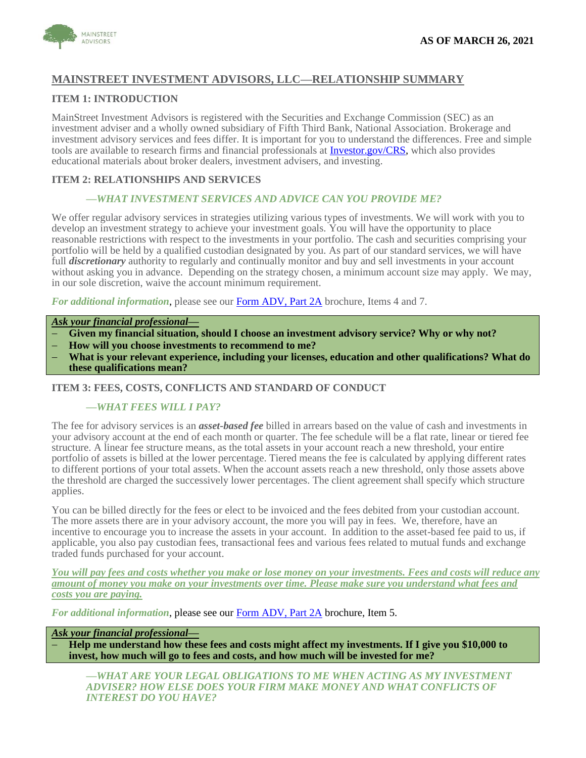AS OF MARCH 26, 2021

# MAINSTREET INVESTMENT ADVISORS, LLC—RELATIONSHIP SUMMARY

## ITEM 1: INTRODUCTION

MainStreet Investment Advisors is registered with the Securities and Exchange Commission (SEC) as an investment adviser and a wholly owned subsidiary of Fifth Third Bank, National Association. Brokerage and investment advisory services and fees differ. It is important for you to understand the differences. Free and simple tools are available to research firms and financial professionals at [Investor.gov/CRS](Investor.gov/CRS), which also provides educational materials about broker dealers, investment advisers, and investing.

## ITEM 2: RELATIONSHIPS AND SERVICES

### *—WHAT INVESTMENT SERVICES AND ADVICE CAN YOU PROVIDE ME?*

We offer regular advisory services in strategies utilizing various types of investments. We will work with you to develop an investment strategy to achieve your investment goals. You will have the opportunity to place reasonable restrictions with respect to the investments in your portfolio. The cash and securities comprising your portfolio will be held by a qualified custodian designated by you. As part of our standard services, we will have full ***discretionary*** authority to regularly and continually monitor and buy and sell investments in your account without asking you in advance. Depending on the strategy chosen, a minimum account size may apply. We may, in our sole discretion, waive the account minimum requirement.

***For additional information***, please see our Form ADV, Part 2A brochure, Items 4 and 7.

***Ask your financial professional—***

- **Given my financial situation, should I choose an investment advisory service? Why or why not?**
- **How will you choose investments to recommend to me?**
- **What is your relevant experience, including your licenses, education and other qualifications? What do these qualifications mean?**

## ITEM 3: FEES, COSTS, CONFLICTS AND STANDARD OF CONDUCT

### *—WHAT FEES WILL I PAY?*

The fee for advisory services is an ***asset-based fee*** billed in arrears based on the value of cash and investments in your advisory account at the end of each month or quarter. The fee schedule will be a flat rate, linear or tiered fee structure. A linear fee structure means, as the total assets in your account reach a new threshold, your entire portfolio of assets is billed at the lower percentage. Tiered means the fee is calculated by applying different rates to different portions of your total assets. When the account assets reach a new threshold, only those assets above the threshold are charged the successively lower percentages. The client agreement shall specify which structure applies.

You can be billed directly for the fees or elect to be invoiced and the fees debited from your custodian account. The more assets there are in your advisory account, the more you will pay in fees. We, therefore, have an incentive to encourage you to increase the assets in your account. In addition to the asset-based fee paid to us, if applicable, you also pay custodian fees, transactional fees and various fees related to mutual funds and exchange traded funds purchased for your account.

***You will pay fees and costs whether you make or lose money on your investments. Fees and costs will reduce any amount of money you make on your investments over time. Please make sure you understand what fees and costs you are paying.***

***For additional information***, please see our Form ADV, Part 2A brochure, Item 5.

***Ask your financial professional—***

- **Help me understand how these fees and costs might affect my investments. If I give you $10,000 to invest, how much will go to fees and costs, and how much will be invested for me?**

### *—WHAT ARE YOUR LEGAL OBLIGATIONS TO ME WHEN ACTING AS MY INVESTMENT ADVISER? HOW ELSE DOES YOUR FIRM MAKE MONEY AND WHAT CONFLICTS OF INTEREST DO YOU HAVE?*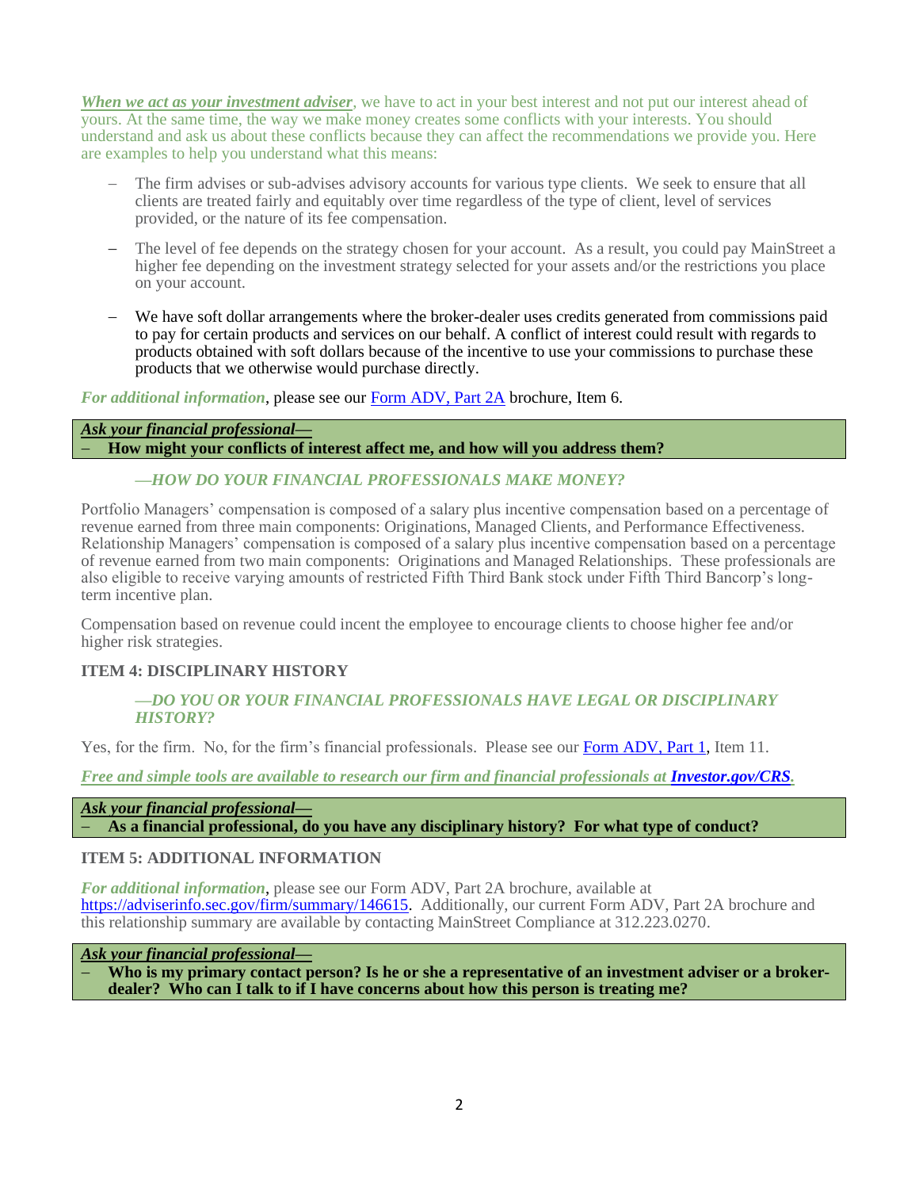***When we act as your investment adviser***, we have to act in your best interest and not put our interest ahead of yours. At the same time, the way we make money creates some conflicts with your interests. You should understand and ask us about these conflicts because they can affect the recommendations we provide you. Here are examples to help you understand what this means:

- The firm advises or sub-advises advisory accounts for various type clients. We seek to ensure that all clients are treated fairly and equitably over time regardless of the type of client, level of services provided, or the nature of its fee compensation.
- The level of fee depends on the strategy chosen for your account. As a result, you could pay MainStreet a higher fee depending on the investment strategy selected for your assets and/or the restrictions you place on your account.
- We have soft dollar arrangements where the broker-dealer uses credits generated from commissions paid to pay for certain products and services on our behalf. A conflict of interest could result with regards to products obtained with soft dollars because of the incentive to use your commissions to purchase these products that we otherwise would purchase directly.

*For additional information*, please see our [Form ADV, Part 2A]() brochure, Item 6.

***Ask your financial professional—***
- **How might your conflicts of interest affect me, and how will you address them?**

***—HOW DO YOUR FINANCIAL PROFESSIONALS MAKE MONEY?***

Portfolio Managers' compensation is composed of a salary plus incentive compensation based on a percentage of revenue earned from three main components: Originations, Managed Clients, and Performance Effectiveness. Relationship Managers' compensation is composed of a salary plus incentive compensation based on a percentage of revenue earned from two main components: Originations and Managed Relationships. These professionals are also eligible to receive varying amounts of restricted Fifth Third Bank stock under Fifth Third Bancorp's long-term incentive plan.

Compensation based on revenue could incent the employee to encourage clients to choose higher fee and/or higher risk strategies.

## ITEM 4: DISCIPLINARY HISTORY

***—DO YOU OR YOUR FINANCIAL PROFESSIONALS HAVE LEGAL OR DISCIPLINARY HISTORY?***

Yes, for the firm. No, for the firm's financial professionals. Please see our [Form ADV, Part 1](), Item 11.

***Free and simple tools are available to research our firm and financial professionals at [Investor.gov/CRS]().***

***Ask your financial professional—***
- **As a financial professional, do you have any disciplinary history? For what type of conduct?**

## ITEM 5: ADDITIONAL INFORMATION

***For additional information***, please see our Form ADV, Part 2A brochure, available at https://adviserinfo.sec.gov/firm/summary/146615. Additionally, our current Form ADV, Part 2A brochure and this relationship summary are available by contacting MainStreet Compliance at 312.223.0270.

***Ask your financial professional—***
- **Who is my primary contact person? Is he or she a representative of an investment adviser or a broker-dealer? Who can I talk to if I have concerns about how this person is treating me?**